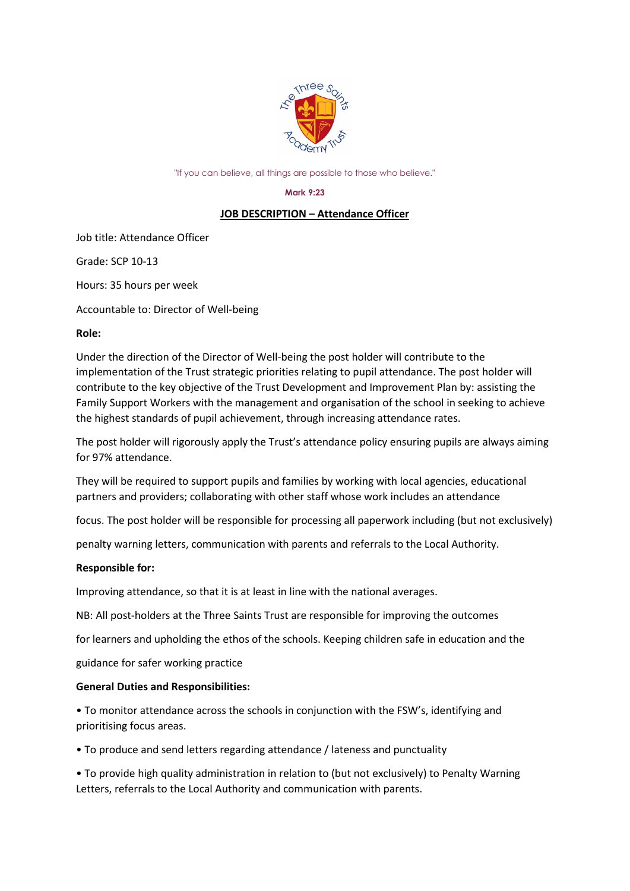"If you can believe, all things are possible to those who believe."

**Mark 9:23**

## JOB DESCRIPTION – Attendance Officer

Job title: Attendance Officer

Grade: SCP 10-13

Hours: 35 hours per week

Accountable to: Director of Well-being

**Role:**

Under the direction of the Director of Well-being the post holder will contribute to the implementation of the Trust strategic priorities relating to pupil attendance. The post holder will contribute to the key objective of the Trust Development and Improvement Plan by: assisting the Family Support Workers with the management and organisation of the school in seeking to achieve the highest standards of pupil achievement, through increasing attendance rates.

The post holder will rigorously apply the Trust's attendance policy ensuring pupils are always aiming for 97% attendance.

They will be required to support pupils and families by working with local agencies, educational partners and providers; collaborating with other staff whose work includes an attendance focus. The post holder will be responsible for processing all paperwork including (but not exclusively) penalty warning letters, communication with parents and referrals to the Local Authority.

**Responsible for:**

Improving attendance, so that it is at least in line with the national averages.

NB: All post-holders at the Three Saints Trust are responsible for improving the outcomes for learners and upholding the ethos of the schools. Keeping children safe in education and the guidance for safer working practice

**General Duties and Responsibilities:**

- To monitor attendance across the schools in conjunction with the FSW's, identifying and prioritising focus areas.
- To produce and send letters regarding attendance / lateness and punctuality
- To provide high quality administration in relation to (but not exclusively) to Penalty Warning Letters, referrals to the Local Authority and communication with parents.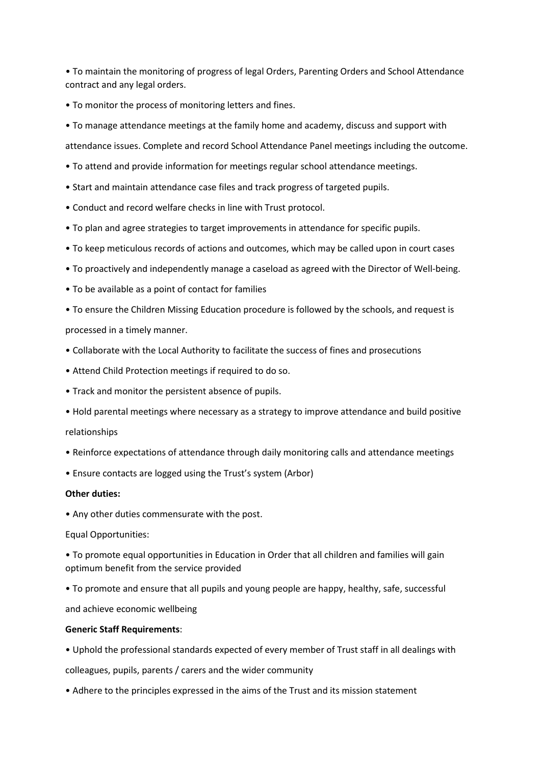- To maintain the monitoring of progress of legal Orders, Parenting Orders and School Attendance contract and any legal orders.
- To monitor the process of monitoring letters and fines.
- To manage attendance meetings at the family home and academy, discuss and support with attendance issues. Complete and record School Attendance Panel meetings including the outcome.
- To attend and provide information for meetings regular school attendance meetings.
- Start and maintain attendance case files and track progress of targeted pupils.
- Conduct and record welfare checks in line with Trust protocol.
- To plan and agree strategies to target improvements in attendance for specific pupils.
- To keep meticulous records of actions and outcomes, which may be called upon in court cases
- To proactively and independently manage a caseload as agreed with the Director of Well-being.
- To be available as a point of contact for families
- To ensure the Children Missing Education procedure is followed by the schools, and request is processed in a timely manner.
- Collaborate with the Local Authority to facilitate the success of fines and prosecutions
- Attend Child Protection meetings if required to do so.
- Track and monitor the persistent absence of pupils.
- Hold parental meetings where necessary as a strategy to improve attendance and build positive relationships
- Reinforce expectations of attendance through daily monitoring calls and attendance meetings
- Ensure contacts are logged using the Trust's system (Arbor)

**Other duties:**

- Any other duties commensurate with the post.

Equal Opportunities:

- To promote equal opportunities in Education in Order that all children and families will gain optimum benefit from the service provided
- To promote and ensure that all pupils and young people are happy, healthy, safe, successful and achieve economic wellbeing

**Generic Staff Requirements**:

- Uphold the professional standards expected of every member of Trust staff in all dealings with colleagues, pupils, parents / carers and the wider community
- Adhere to the principles expressed in the aims of the Trust and its mission statement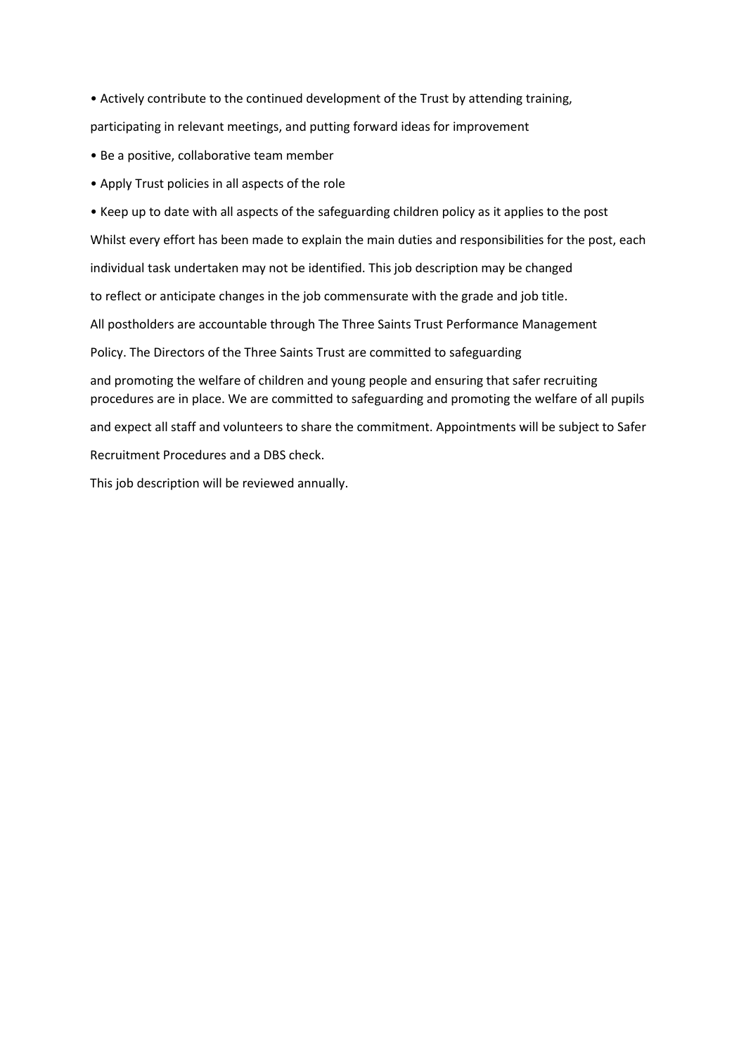- Actively contribute to the continued development of the Trust by attending training, participating in relevant meetings, and putting forward ideas for improvement
- Be a positive, collaborative team member
- Apply Trust policies in all aspects of the role
- Keep up to date with all aspects of the safeguarding children policy as it applies to the post

Whilst every effort has been made to explain the main duties and responsibilities for the post, each individual task undertaken may not be identified. This job description may be changed to reflect or anticipate changes in the job commensurate with the grade and job title.

All postholders are accountable through The Three Saints Trust Performance Management Policy. The Directors of the Three Saints Trust are committed to safeguarding and promoting the welfare of children and young people and ensuring that safer recruiting procedures are in place. We are committed to safeguarding and promoting the welfare of all pupils and expect all staff and volunteers to share the commitment. Appointments will be subject to Safer Recruitment Procedures and a DBS check.

This job description will be reviewed annually.